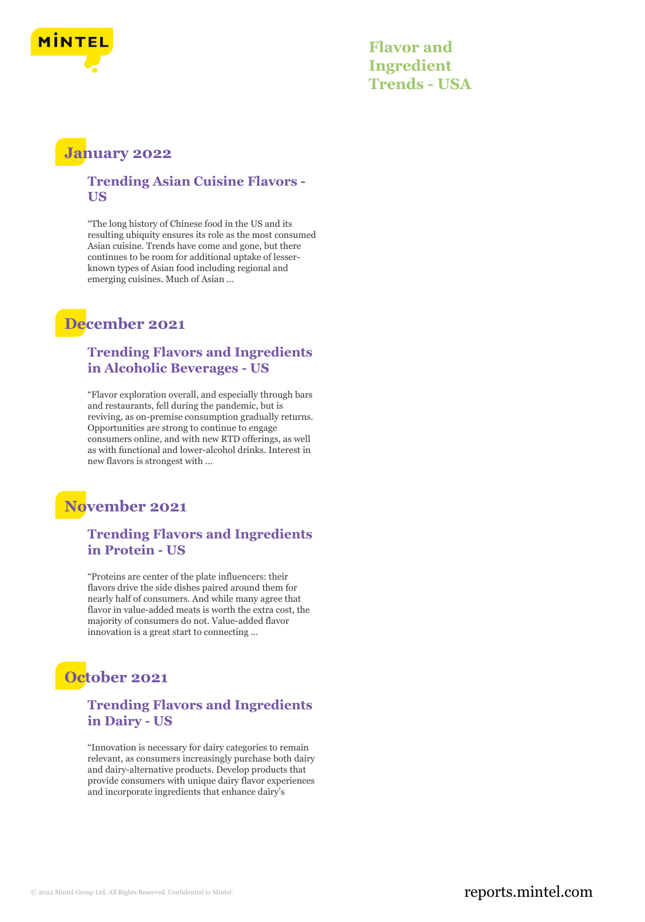# Flavor and Ingredient Trends - USA

## January 2022

### Trending Asian Cuisine Flavors - US

"The long history of Chinese food in the US and its resulting ubiquity ensures its role as the most consumed Asian cuisine. Trends have come and gone, but there continues to be room for additional uptake of lesser-known types of Asian food including regional and emerging cuisines. Much of Asian ...

## December 2021

### Trending Flavors and Ingredients in Alcoholic Beverages - US

"Flavor exploration overall, and especially through bars and restaurants, fell during the pandemic, but is reviving, as on-premise consumption gradually returns. Opportunities are strong to continue to engage consumers online, and with new RTD offerings, as well as with functional and lower-alcohol drinks. Interest in new flavors is strongest with ...

## November 2021

### Trending Flavors and Ingredients in Protein - US

"Proteins are center of the plate influencers: their flavors drive the side dishes paired around them for nearly half of consumers. And while many agree that flavor in value-added meats is worth the extra cost, the majority of consumers do not. Value-added flavor innovation is a great start to connecting ...

## October 2021

### Trending Flavors and Ingredients in Dairy - US

"Innovation is necessary for dairy categories to remain relevant, as consumers increasingly purchase both dairy and dairy-alternative products. Develop products that provide consumers with unique dairy flavor experiences and incorporate ingredients that enhance dairy's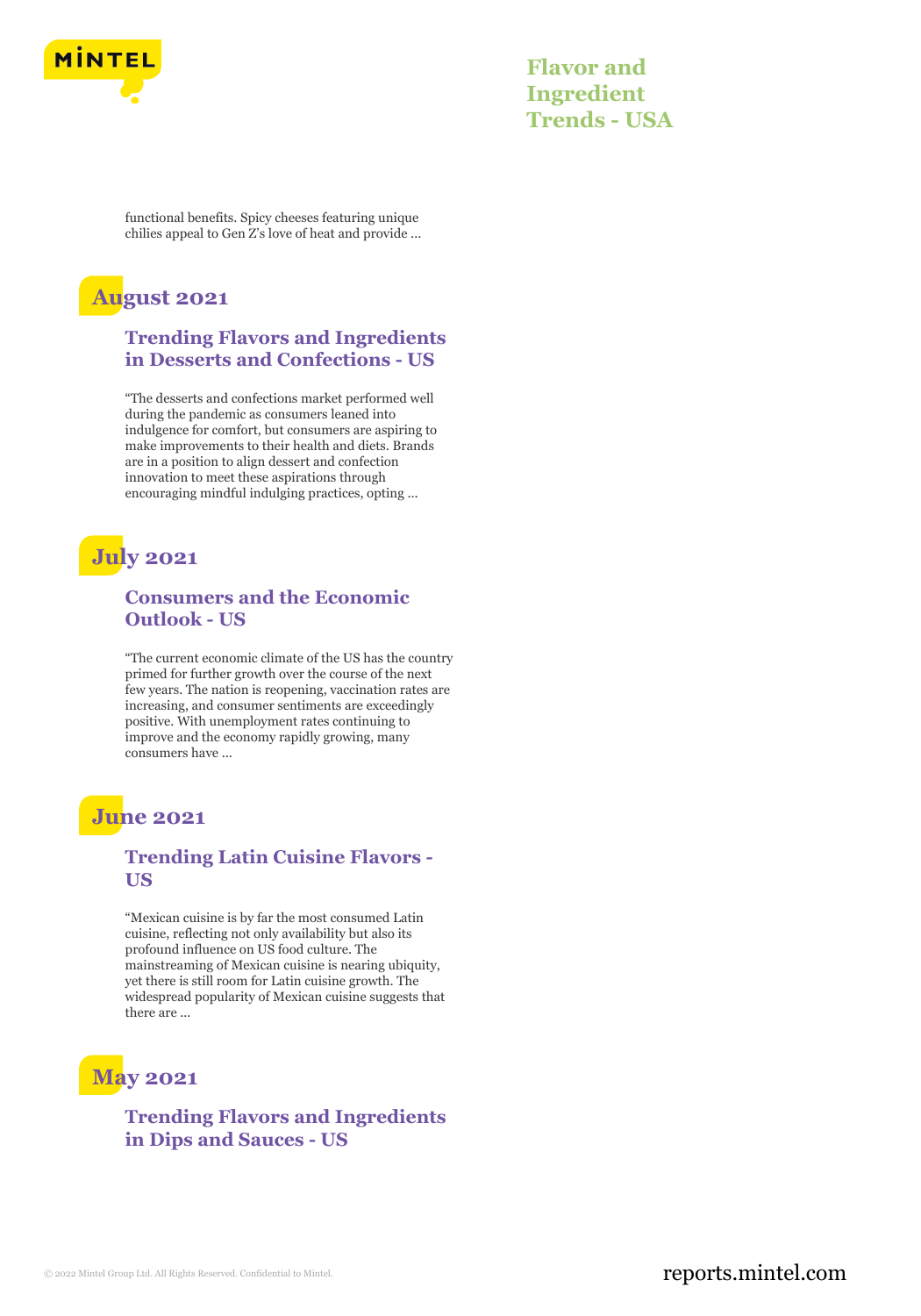functional benefits. Spicy cheeses featuring unique chilies appeal to Gen Z's love of heat and provide ...

## August 2021

### Trending Flavors and Ingredients in Desserts and Confections - US

"The desserts and confections market performed well during the pandemic as consumers leaned into indulgence for comfort, but consumers are aspiring to make improvements to their health and diets. Brands are in a position to align dessert and confection innovation to meet these aspirations through encouraging mindful indulging practices, opting ...

## July 2021

### Consumers and the Economic Outlook - US

"The current economic climate of the US has the country primed for further growth over the course of the next few years. The nation is reopening, vaccination rates are increasing, and consumer sentiments are exceedingly positive. With unemployment rates continuing to improve and the economy rapidly growing, many consumers have ...

## June 2021

### Trending Latin Cuisine Flavors - US

"Mexican cuisine is by far the most consumed Latin cuisine, reflecting not only availability but also its profound influence on US food culture. The mainstreaming of Mexican cuisine is nearing ubiquity, yet there is still room for Latin cuisine growth. The widespread popularity of Mexican cuisine suggests that there are ...

## May 2021

### Trending Flavors and Ingredients in Dips and Sauces - US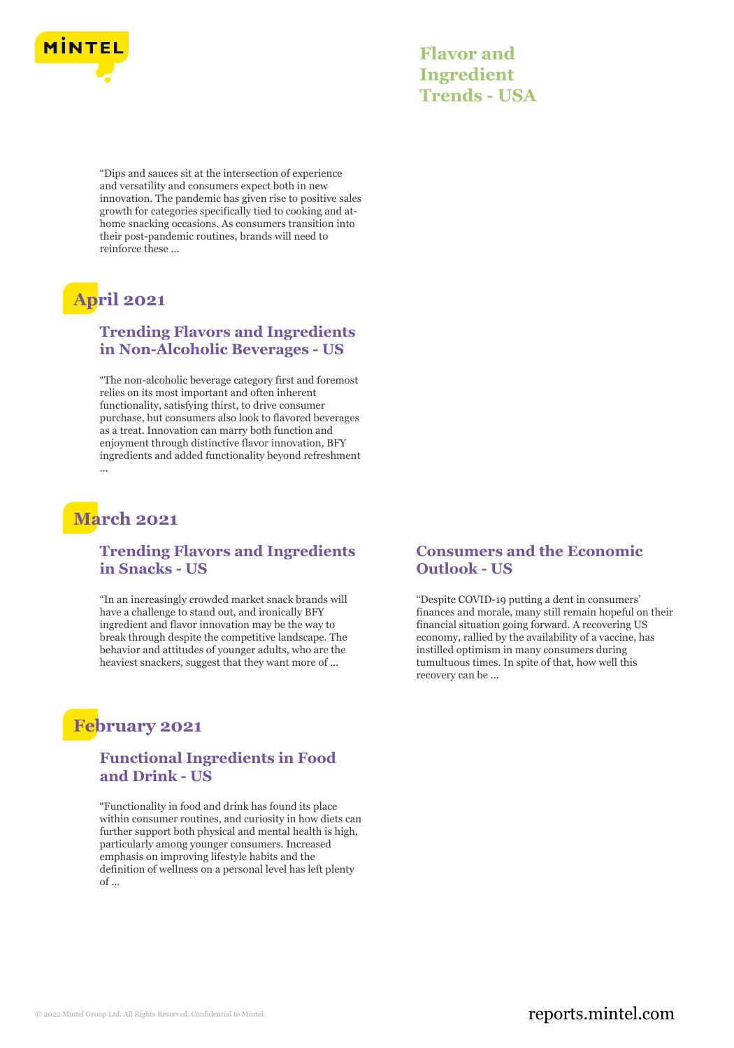"Dips and sauces sit at the intersection of experience and versatility and consumers expect both in new innovation. The pandemic has given rise to positive sales growth for categories specifically tied to cooking and at-home snacking occasions. As consumers transition into their post-pandemic routines, brands will need to reinforce these ...

## April 2021

### Trending Flavors and Ingredients in Non-Alcoholic Beverages - US

"The non-alcoholic beverage category first and foremost relies on its most important and often inherent functionality, satisfying thirst, to drive consumer purchase, but consumers also look to flavored beverages as a treat. Innovation can marry both function and enjoyment through distinctive flavor innovation, BFY ingredients and added functionality beyond refreshment ...

## March 2021

### Trending Flavors and Ingredients in Snacks - US

"In an increasingly crowded market snack brands will have a challenge to stand out, and ironically BFY ingredient and flavor innovation may be the way to break through despite the competitive landscape. The behavior and attitudes of younger adults, who are the heaviest snackers, suggest that they want more of ...

### Consumers and the Economic Outlook - US

"Despite COVID-19 putting a dent in consumers' finances and morale, many still remain hopeful on their financial situation going forward. A recovering US economy, rallied by the availability of a vaccine, has instilled optimism in many consumers during tumultuous times. In spite of that, how well this recovery can be ...

## February 2021

### Functional Ingredients in Food and Drink - US

"Functionality in food and drink has found its place within consumer routines, and curiosity in how diets can further support both physical and mental health is high, particularly among younger consumers. Increased emphasis on improving lifestyle habits and the definition of wellness on a personal level has left plenty of ...